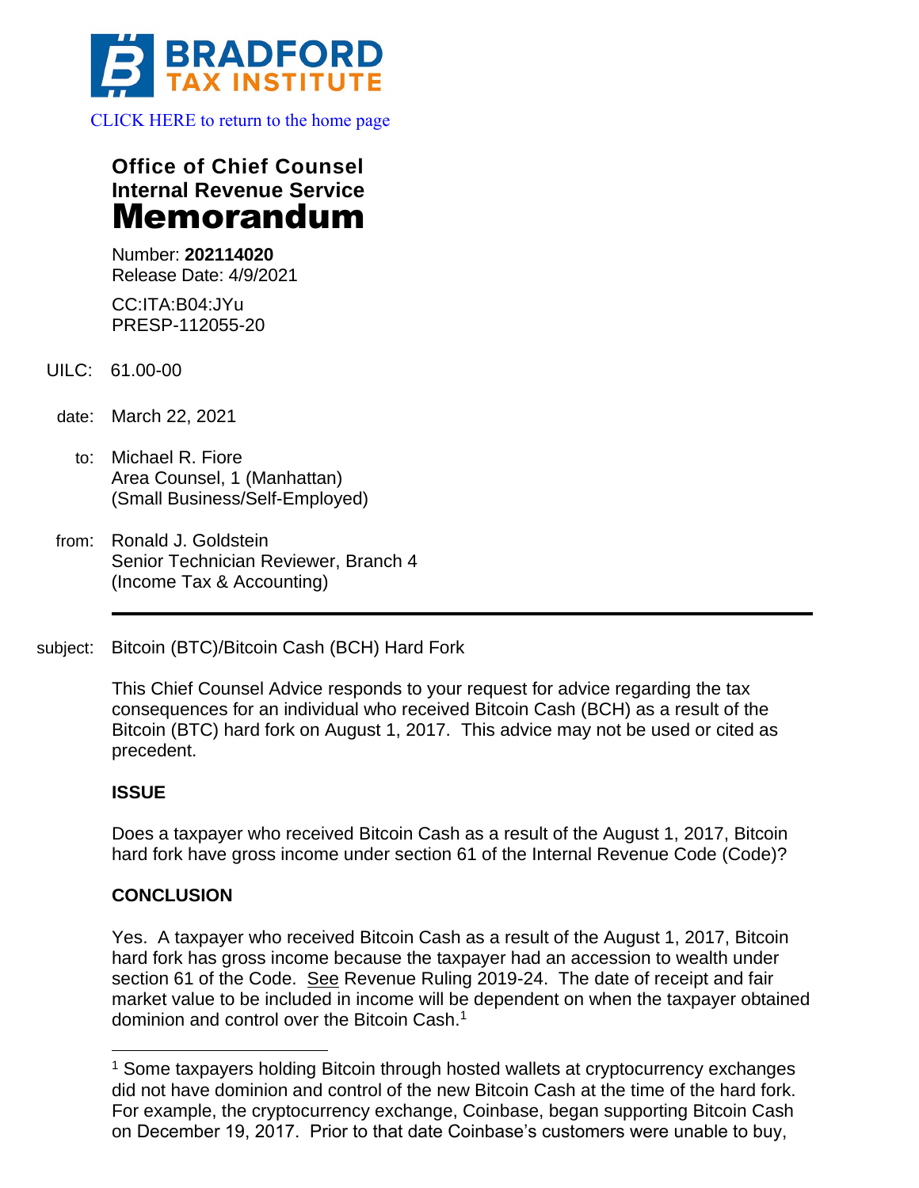BRADFORD TAX INSTITUTE

CLICK HERE to return to the home page

**Office of Chief Counsel**
**Internal Revenue Service**
# Memorandum

Number: **202114020**
Release Date: 4/9/2021

CC:ITA:B04:JYu
PRESP-112055-20

UILC: 61.00-00

date: March 22, 2021

to: Michael R. Fiore
Area Counsel, 1 (Manhattan)
(Small Business/Self-Employed)

from: Ronald J. Goldstein
Senior Technician Reviewer, Branch 4
(Income Tax & Accounting)

---

subject: Bitcoin (BTC)/Bitcoin Cash (BCH) Hard Fork

This Chief Counsel Advice responds to your request for advice regarding the tax consequences for an individual who received Bitcoin Cash (BCH) as a result of the Bitcoin (BTC) hard fork on August 1, 2017. This advice may not be used or cited as precedent.

**ISSUE**

Does a taxpayer who received Bitcoin Cash as a result of the August 1, 2017, Bitcoin hard fork have gross income under section 61 of the Internal Revenue Code (Code)?

**CONCLUSION**

Yes. A taxpayer who received Bitcoin Cash as a result of the August 1, 2017, Bitcoin hard fork has gross income because the taxpayer had an accession to wealth under section 61 of the Code. See Revenue Ruling 2019-24. The date of receipt and fair market value to be included in income will be dependent on when the taxpayer obtained dominion and control over the Bitcoin Cash.[1]

---

[1] Some taxpayers holding Bitcoin through hosted wallets at cryptocurrency exchanges did not have dominion and control of the new Bitcoin Cash at the time of the hard fork. For example, the cryptocurrency exchange, Coinbase, began supporting Bitcoin Cash on December 19, 2017. Prior to that date Coinbase's customers were unable to buy,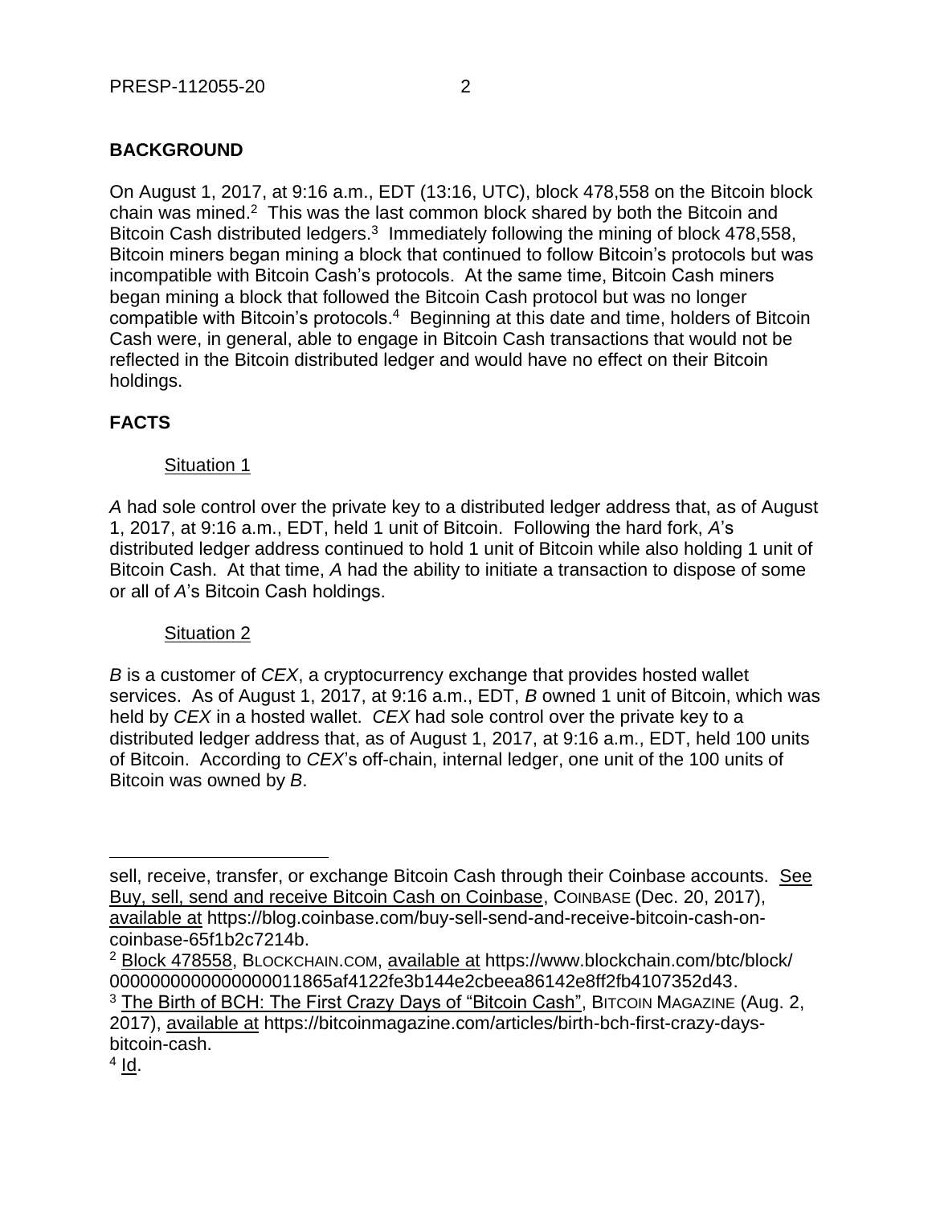## BACKGROUND

On August 1, 2017, at 9:16 a.m., EDT (13:16, UTC), block 478,558 on the Bitcoin block chain was mined.[2] This was the last common block shared by both the Bitcoin and Bitcoin Cash distributed ledgers.[3] Immediately following the mining of block 478,558, Bitcoin miners began mining a block that continued to follow Bitcoin's protocols but was incompatible with Bitcoin Cash's protocols. At the same time, Bitcoin Cash miners began mining a block that followed the Bitcoin Cash protocol but was no longer compatible with Bitcoin's protocols.[4] Beginning at this date and time, holders of Bitcoin Cash were, in general, able to engage in Bitcoin Cash transactions that would not be reflected in the Bitcoin distributed ledger and would have no effect on their Bitcoin holdings.

## FACTS

Situation 1

*A* had sole control over the private key to a distributed ledger address that, as of August 1, 2017, at 9:16 a.m., EDT, held 1 unit of Bitcoin. Following the hard fork, *A*'s distributed ledger address continued to hold 1 unit of Bitcoin while also holding 1 unit of Bitcoin Cash. At that time, *A* had the ability to initiate a transaction to dispose of some or all of *A*'s Bitcoin Cash holdings.

Situation 2

*B* is a customer of *CEX*, a cryptocurrency exchange that provides hosted wallet services. As of August 1, 2017, at 9:16 a.m., EDT, *B* owned 1 unit of Bitcoin, which was held by *CEX* in a hosted wallet. *CEX* had sole control over the private key to a distributed ledger address that, as of August 1, 2017, at 9:16 a.m., EDT, held 100 units of Bitcoin. According to *CEX*'s off-chain, internal ledger, one unit of the 100 units of Bitcoin was owned by *B*.

---

sell, receive, transfer, or exchange Bitcoin Cash through their Coinbase accounts. See Buy, sell, send and receive Bitcoin Cash on Coinbase, COINBASE (Dec. 20, 2017), available at https://blog.coinbase.com/buy-sell-send-and-receive-bitcoin-cash-on-coinbase-65f1b2c7214b.

[2] Block 478558, BLOCKCHAIN.COM, available at https://www.blockchain.com/btc/block/0000000000000000011865af4122fe3b144e2cbeea86142e8ff2fb4107352d43.

[3] The Birth of BCH: The First Crazy Days of "Bitcoin Cash", BITCOIN MAGAZINE (Aug. 2, 2017), available at https://bitcoinmagazine.com/articles/birth-bch-first-crazy-days-bitcoin-cash.

[4] Id.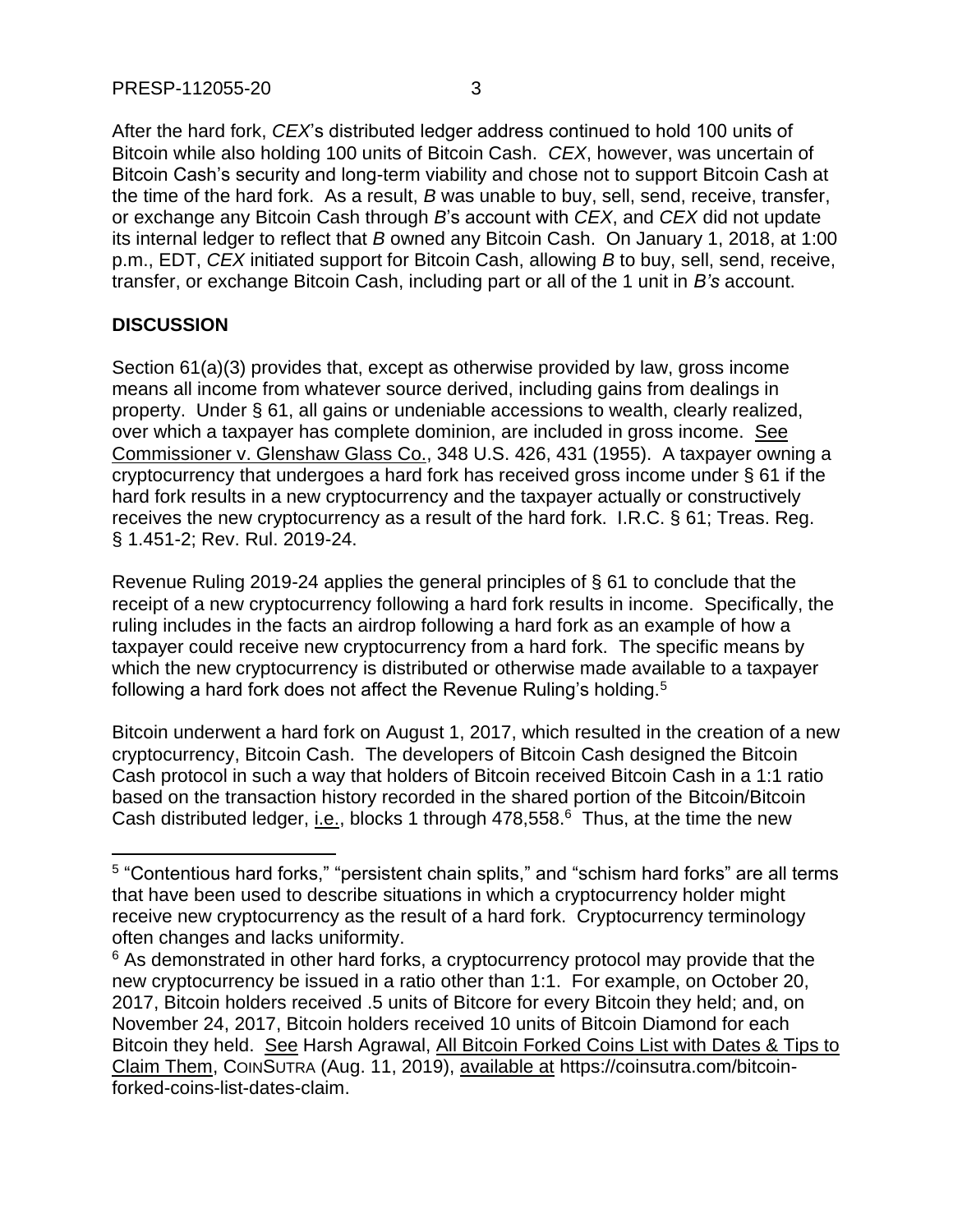After the hard fork, *CEX*'s distributed ledger address continued to hold 100 units of Bitcoin while also holding 100 units of Bitcoin Cash. *CEX*, however, was uncertain of Bitcoin Cash's security and long-term viability and chose not to support Bitcoin Cash at the time of the hard fork. As a result, *B* was unable to buy, sell, send, receive, transfer, or exchange any Bitcoin Cash through *B*'s account with *CEX*, and *CEX* did not update its internal ledger to reflect that *B* owned any Bitcoin Cash. On January 1, 2018, at 1:00 p.m., EDT, *CEX* initiated support for Bitcoin Cash, allowing *B* to buy, sell, send, receive, transfer, or exchange Bitcoin Cash, including part or all of the 1 unit in *B's* account.

## DISCUSSION

Section 61(a)(3) provides that, except as otherwise provided by law, gross income means all income from whatever source derived, including gains from dealings in property. Under § 61, all gains or undeniable accessions to wealth, clearly realized, over which a taxpayer has complete dominion, are included in gross income. See Commissioner v. Glenshaw Glass Co., 348 U.S. 426, 431 (1955). A taxpayer owning a cryptocurrency that undergoes a hard fork has received gross income under § 61 if the hard fork results in a new cryptocurrency and the taxpayer actually or constructively receives the new cryptocurrency as a result of the hard fork. I.R.C. § 61; Treas. Reg. § 1.451-2; Rev. Rul. 2019-24.

Revenue Ruling 2019-24 applies the general principles of § 61 to conclude that the receipt of a new cryptocurrency following a hard fork results in income. Specifically, the ruling includes in the facts an airdrop following a hard fork as an example of how a taxpayer could receive new cryptocurrency from a hard fork. The specific means by which the new cryptocurrency is distributed or otherwise made available to a taxpayer following a hard fork does not affect the Revenue Ruling's holding.[5]

Bitcoin underwent a hard fork on August 1, 2017, which resulted in the creation of a new cryptocurrency, Bitcoin Cash. The developers of Bitcoin Cash designed the Bitcoin Cash protocol in such a way that holders of Bitcoin received Bitcoin Cash in a 1:1 ratio based on the transaction history recorded in the shared portion of the Bitcoin/Bitcoin Cash distributed ledger, i.e., blocks 1 through 478,558.[6] Thus, at the time the new

---

[5] "Contentious hard forks," "persistent chain splits," and "schism hard forks" are all terms that have been used to describe situations in which a cryptocurrency holder might receive new cryptocurrency as the result of a hard fork. Cryptocurrency terminology often changes and lacks uniformity.

[6] As demonstrated in other hard forks, a cryptocurrency protocol may provide that the new cryptocurrency be issued in a ratio other than 1:1. For example, on October 20, 2017, Bitcoin holders received .5 units of Bitcore for every Bitcoin they held; and, on November 24, 2017, Bitcoin holders received 10 units of Bitcoin Diamond for each Bitcoin they held. See Harsh Agrawal, All Bitcoin Forked Coins List with Dates & Tips to Claim Them, COINSUTRA (Aug. 11, 2019), available at https://coinsutra.com/bitcoin-forked-coins-list-dates-claim.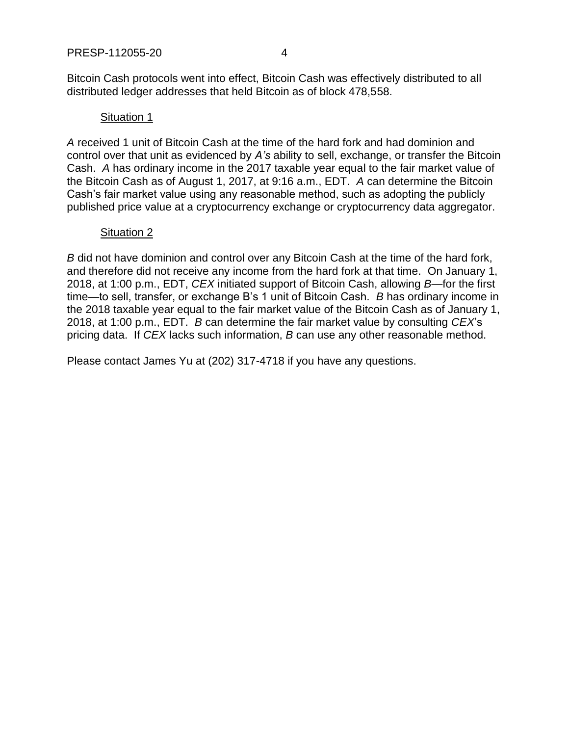Bitcoin Cash protocols went into effect, Bitcoin Cash was effectively distributed to all distributed ledger addresses that held Bitcoin as of block 478,558.

Situation 1

*A* received 1 unit of Bitcoin Cash at the time of the hard fork and had dominion and control over that unit as evidenced by *A's* ability to sell, exchange, or transfer the Bitcoin Cash. *A* has ordinary income in the 2017 taxable year equal to the fair market value of the Bitcoin Cash as of August 1, 2017, at 9:16 a.m., EDT. *A* can determine the Bitcoin Cash's fair market value using any reasonable method, such as adopting the publicly published price value at a cryptocurrency exchange or cryptocurrency data aggregator.

Situation 2

*B* did not have dominion and control over any Bitcoin Cash at the time of the hard fork, and therefore did not receive any income from the hard fork at that time. On January 1, 2018, at 1:00 p.m., EDT, *CEX* initiated support of Bitcoin Cash, allowing *B*—for the first time—to sell, transfer, or exchange B's 1 unit of Bitcoin Cash. *B* has ordinary income in the 2018 taxable year equal to the fair market value of the Bitcoin Cash as of January 1, 2018, at 1:00 p.m., EDT. *B* can determine the fair market value by consulting *CEX*'s pricing data. If *CEX* lacks such information, *B* can use any other reasonable method.

Please contact James Yu at (202) 317-4718 if you have any questions.